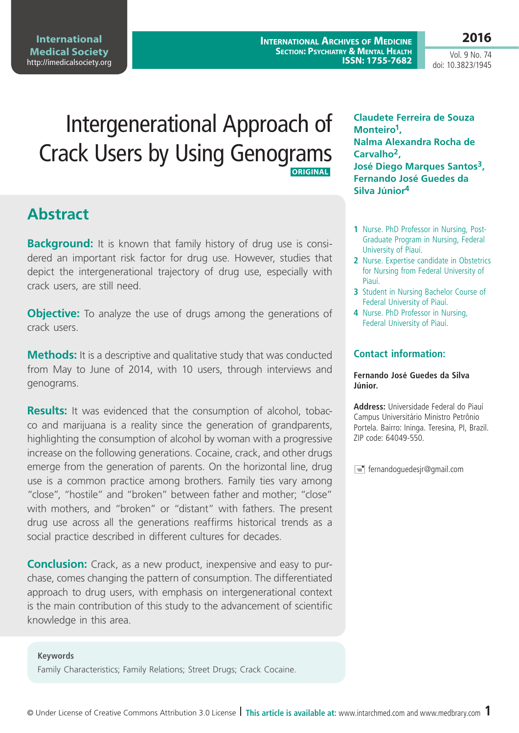# Intergenerational Approach of Crack Users by Using Genograms

ORIGINAL

**Claudete Ferreira de Souza Monteiro[1], Nalma Alexandra Rocha de Carvalho[2], José Diego Marques Santos[3], Fernando José Guedes da Silva Júnior[4]**

1 Nurse. PhD Professor in Nursing, Post-Graduate Program in Nursing, Federal University of Piauí.
2 Nurse. Expertise candidate in Obstetrics for Nursing from Federal University of Piauí.
3 Student in Nursing Bachelor Course of Federal University of Piauí.
4 Nurse. PhD Professor in Nursing, Federal University of Piauí.

## Abstract

**Background:** It is known that family history of drug use is considered an important risk factor for drug use. However, studies that depict the intergenerational trajectory of drug use, especially with crack users, are still need.

**Objective:** To analyze the use of drugs among the generations of crack users.

**Methods:** It is a descriptive and qualitative study that was conducted from May to June of 2014, with 10 users, through interviews and genograms.

**Results:** It was evidenced that the consumption of alcohol, tobacco and marijuana is a reality since the generation of grandparents, highlighting the consumption of alcohol by woman with a progressive increase on the following generations. Cocaine, crack, and other drugs emerge from the generation of parents. On the horizontal line, drug use is a common practice among brothers. Family ties vary among "close", "hostile" and "broken" between father and mother; "close" with mothers, and "broken" or "distant" with fathers. The present drug use across all the generations reaffirms historical trends as a social practice described in different cultures for decades.

**Conclusion:** Crack, as a new product, inexpensive and easy to purchase, comes changing the pattern of consumption. The differentiated approach to drug users, with emphasis on intergenerational context is the main contribution of this study to the advancement of scientific knowledge in this area.

### Keywords

Family Characteristics; Family Relations; Street Drugs; Crack Cocaine.

### Contact information:

**Fernando José Guedes da Silva Júnior.**

**Address:** Universidade Federal do Piauí Campus Universitário Ministro Petrônio Portela. Bairro: Ininga. Teresina, PI, Brazil. ZIP code: 64049-550.

fernandoguedesjr@gmail.com

© Under License of Creative Commons Attribution 3.0 License | **This article is available at:** www.intarchmed.com and www.medbrary.com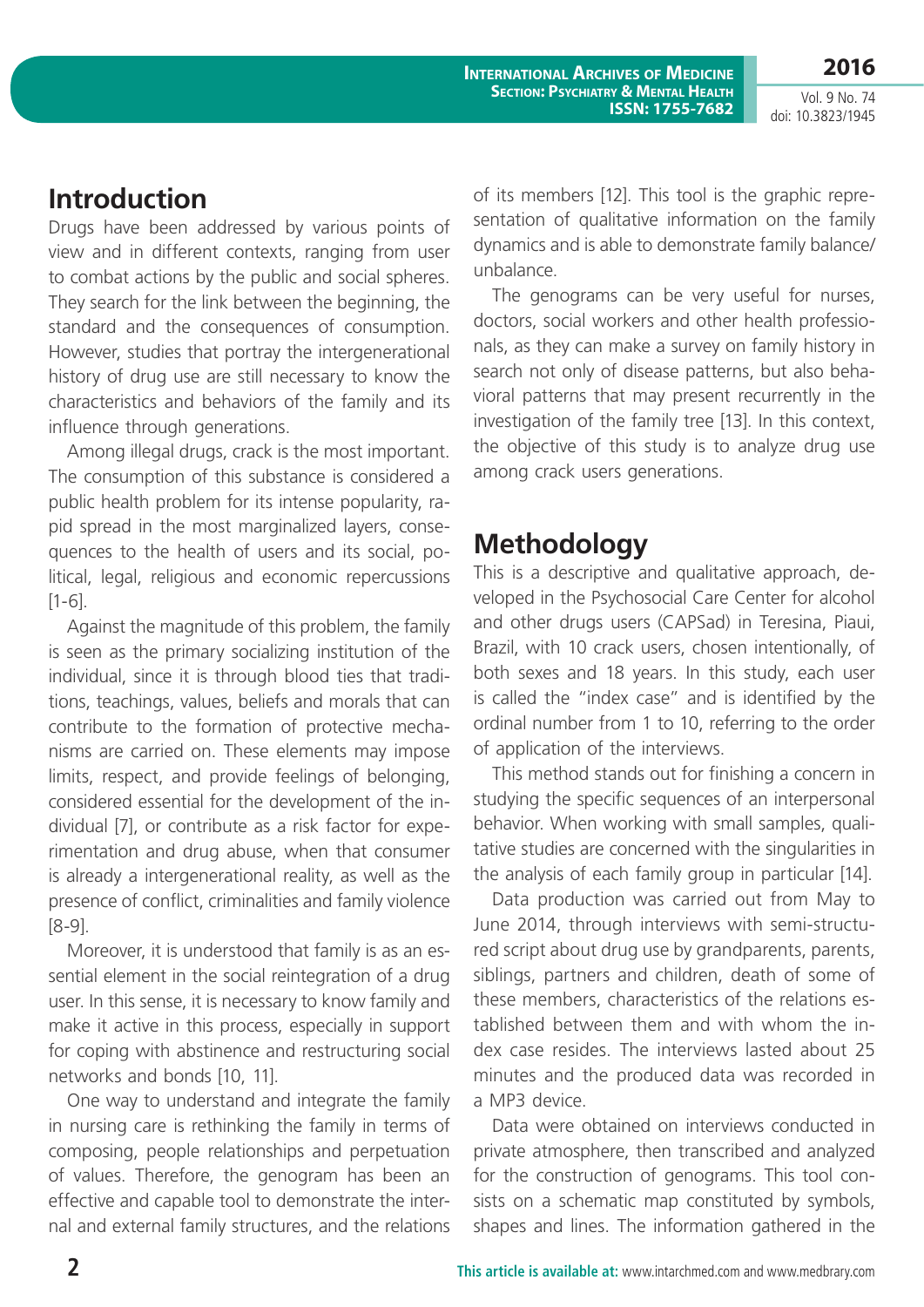## Introduction

Drugs have been addressed by various points of view and in different contexts, ranging from user to combat actions by the public and social spheres. They search for the link between the beginning, the standard and the consequences of consumption. However, studies that portray the intergenerational history of drug use are still necessary to know the characteristics and behaviors of the family and its influence through generations.

Among illegal drugs, crack is the most important. The consumption of this substance is considered a public health problem for its intense popularity, rapid spread in the most marginalized layers, consequences to the health of users and its social, political, legal, religious and economic repercussions [1-6].

Against the magnitude of this problem, the family is seen as the primary socializing institution of the individual, since it is through blood ties that traditions, teachings, values, beliefs and morals that can contribute to the formation of protective mechanisms are carried on. These elements may impose limits, respect, and provide feelings of belonging, considered essential for the development of the individual [7], or contribute as a risk factor for experimentation and drug abuse, when that consumer is already a intergenerational reality, as well as the presence of conflict, criminalities and family violence [8-9].

Moreover, it is understood that family is as an essential element in the social reintegration of a drug user. In this sense, it is necessary to know family and make it active in this process, especially in support for coping with abstinence and restructuring social networks and bonds [10, 11].

One way to understand and integrate the family in nursing care is rethinking the family in terms of composing, people relationships and perpetuation of values. Therefore, the genogram has been an effective and capable tool to demonstrate the internal and external family structures, and the relations of its members [12]. This tool is the graphic representation of qualitative information on the family dynamics and is able to demonstrate family balance/unbalance.

The genograms can be very useful for nurses, doctors, social workers and other health professionals, as they can make a survey on family history in search not only of disease patterns, but also behavioral patterns that may present recurrently in the investigation of the family tree [13]. In this context, the objective of this study is to analyze drug use among crack users generations.

## Methodology

This is a descriptive and qualitative approach, developed in the Psychosocial Care Center for alcohol and other drugs users (CAPSad) in Teresina, Piaui, Brazil, with 10 crack users, chosen intentionally, of both sexes and 18 years. In this study, each user is called the "index case" and is identified by the ordinal number from 1 to 10, referring to the order of application of the interviews.

This method stands out for finishing a concern in studying the specific sequences of an interpersonal behavior. When working with small samples, qualitative studies are concerned with the singularities in the analysis of each family group in particular [14].

Data production was carried out from May to June 2014, through interviews with semi-structured script about drug use by grandparents, parents, siblings, partners and children, death of some of these members, characteristics of the relations established between them and with whom the index case resides. The interviews lasted about 25 minutes and the produced data was recorded in a MP3 device.

Data were obtained on interviews conducted in private atmosphere, then transcribed and analyzed for the construction of genograms. This tool consists on a schematic map constituted by symbols, shapes and lines. The information gathered in the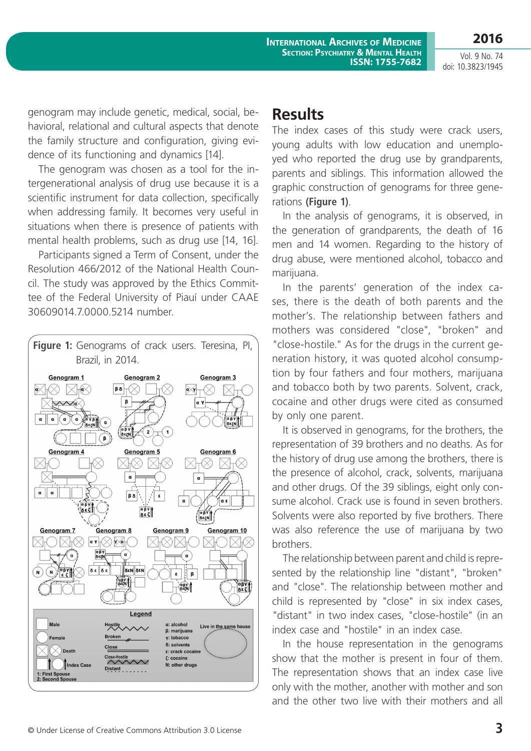genogram may include genetic, medical, social, behavioral, relational and cultural aspects that denote the family structure and configuration, giving evidence of its functioning and dynamics [14].

The genogram was chosen as a tool for the intergenerational analysis of drug use because it is a scientific instrument for data collection, specifically when addressing family. It becomes very useful in situations when there is presence of patients with mental health problems, such as drug use [14, 16].

Participants signed a Term of Consent, under the Resolution 466/2012 of the National Health Council. The study was approved by the Ethics Committee of the Federal University of Piauí under CAAE 30609014.7.0000.5214 number.

**Figure 1:** Genograms of crack users. Teresina, PI, Brazil, in 2014.

## Results

The index cases of this study were crack users, young adults with low education and unemployed who reported the drug use by grandparents, parents and siblings. This information allowed the graphic construction of genograms for three generations **(Figure 1)**.

In the analysis of genograms, it is observed, in the generation of grandparents, the death of 16 men and 14 women. Regarding to the history of drug abuse, were mentioned alcohol, tobacco and marijuana.

In the parents' generation of the index cases, there is the death of both parents and the mother's. The relationship between fathers and mothers was considered "close", "broken" and "close-hostile." As for the drugs in the current generation history, it was quoted alcohol consumption by four fathers and four mothers, marijuana and tobacco both by two parents. Solvent, crack, cocaine and other drugs were cited as consumed by only one parent.

It is observed in genograms, for the brothers, the representation of 39 brothers and no deaths. As for the history of drug use among the brothers, there is the presence of alcohol, crack, solvents, marijuana and other drugs. Of the 39 siblings, eight only consume alcohol. Crack use is found in seven brothers. Solvents were also reported by five brothers. There was also reference the use of marijuana by two brothers.

The relationship between parent and child is represented by the relationship line "distant", "broken" and "close". The relationship between mother and child is represented by "close" in six index cases, "distant" in two index cases, "close-hostile" (in an index case and "hostile" in an index case.

In the house representation in the genograms show that the mother is present in four of them. The representation shows that an index case live only with the mother, another with mother and son and the other two live with their mothers and all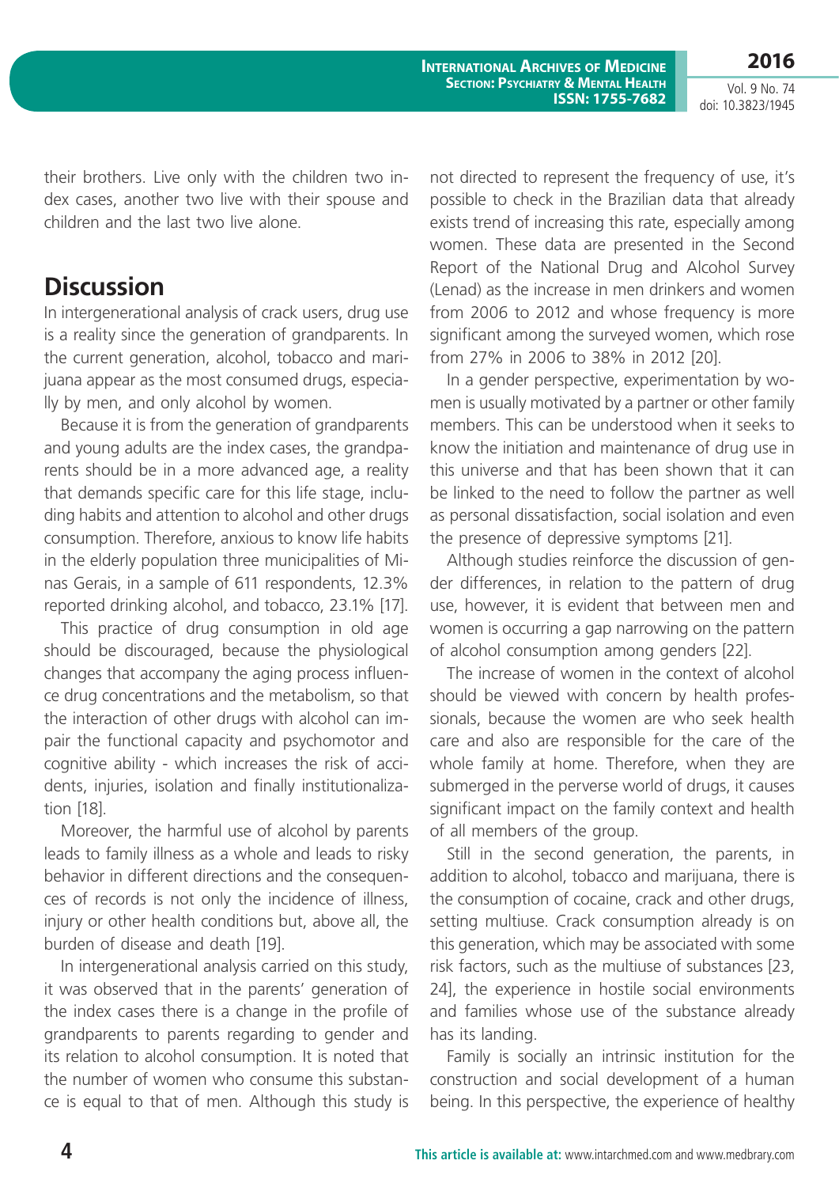their brothers. Live only with the children two index cases, another two live with their spouse and children and the last two live alone.

## Discussion

In intergenerational analysis of crack users, drug use is a reality since the generation of grandparents. In the current generation, alcohol, tobacco and marijuana appear as the most consumed drugs, especially by men, and only alcohol by women.

Because it is from the generation of grandparents and young adults are the index cases, the grandparents should be in a more advanced age, a reality that demands specific care for this life stage, including habits and attention to alcohol and other drugs consumption. Therefore, anxious to know life habits in the elderly population three municipalities of Minas Gerais, in a sample of 611 respondents, 12.3% reported drinking alcohol, and tobacco, 23.1% [17].

This practice of drug consumption in old age should be discouraged, because the physiological changes that accompany the aging process influence drug concentrations and the metabolism, so that the interaction of other drugs with alcohol can impair the functional capacity and psychomotor and cognitive ability - which increases the risk of accidents, injuries, isolation and finally institutionalization [18].

Moreover, the harmful use of alcohol by parents leads to family illness as a whole and leads to risky behavior in different directions and the consequences of records is not only the incidence of illness, injury or other health conditions but, above all, the burden of disease and death [19].

In intergenerational analysis carried on this study, it was observed that in the parents' generation of the index cases there is a change in the profile of grandparents to parents regarding to gender and its relation to alcohol consumption. It is noted that the number of women who consume this substance is equal to that of men. Although this study is not directed to represent the frequency of use, it's possible to check in the Brazilian data that already exists trend of increasing this rate, especially among women. These data are presented in the Second Report of the National Drug and Alcohol Survey (Lenad) as the increase in men drinkers and women from 2006 to 2012 and whose frequency is more significant among the surveyed women, which rose from 27% in 2006 to 38% in 2012 [20].

In a gender perspective, experimentation by women is usually motivated by a partner or other family members. This can be understood when it seeks to know the initiation and maintenance of drug use in this universe and that has been shown that it can be linked to the need to follow the partner as well as personal dissatisfaction, social isolation and even the presence of depressive symptoms [21].

Although studies reinforce the discussion of gender differences, in relation to the pattern of drug use, however, it is evident that between men and women is occurring a gap narrowing on the pattern of alcohol consumption among genders [22].

The increase of women in the context of alcohol should be viewed with concern by health professionals, because the women are who seek health care and also are responsible for the care of the whole family at home. Therefore, when they are submerged in the perverse world of drugs, it causes significant impact on the family context and health of all members of the group.

Still in the second generation, the parents, in addition to alcohol, tobacco and marijuana, there is the consumption of cocaine, crack and other drugs, setting multiuse. Crack consumption already is on this generation, which may be associated with some risk factors, such as the multiuse of substances [23, 24], the experience in hostile social environments and families whose use of the substance already has its landing.

Family is socially an intrinsic institution for the construction and social development of a human being. In this perspective, the experience of healthy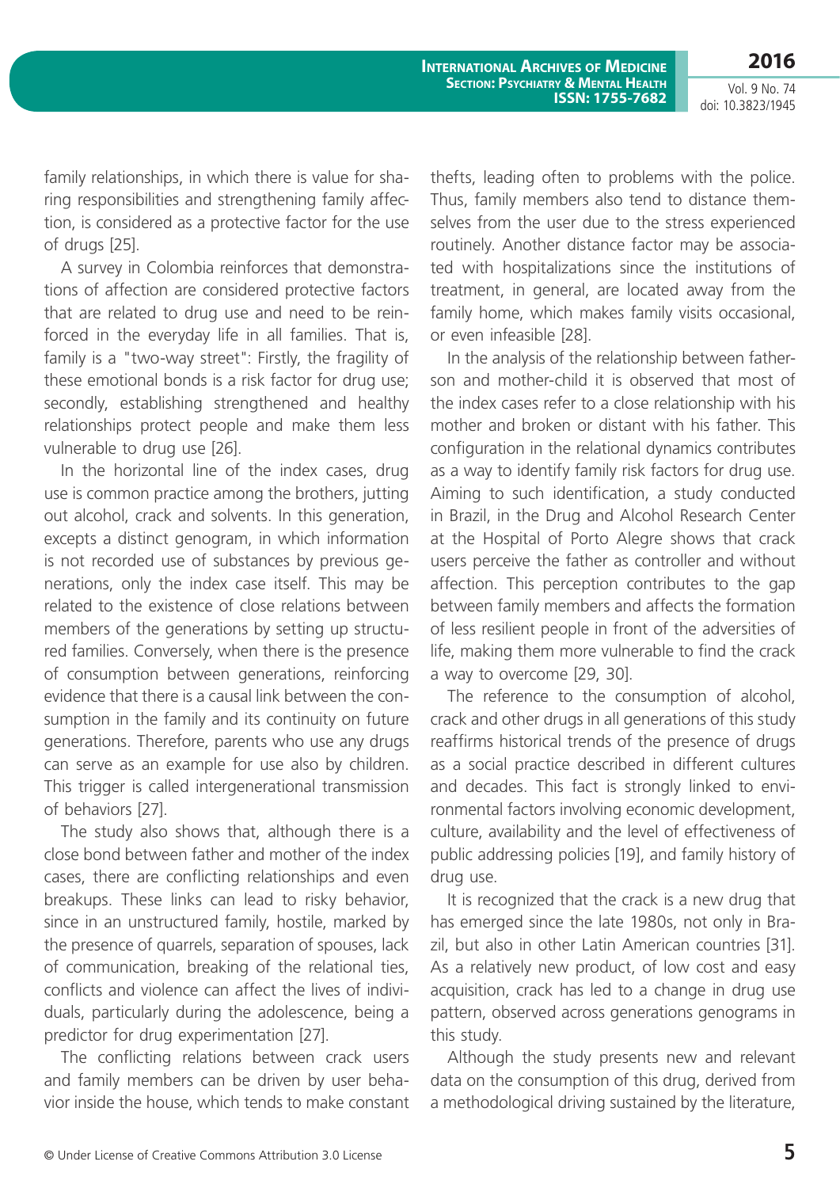family relationships, in which there is value for sharing responsibilities and strengthening family affection, is considered as a protective factor for the use of drugs [25].

A survey in Colombia reinforces that demonstrations of affection are considered protective factors that are related to drug use and need to be reinforced in the everyday life in all families. That is, family is a "two-way street": Firstly, the fragility of these emotional bonds is a risk factor for drug use; secondly, establishing strengthened and healthy relationships protect people and make them less vulnerable to drug use [26].

In the horizontal line of the index cases, drug use is common practice among the brothers, jutting out alcohol, crack and solvents. In this generation, excepts a distinct genogram, in which information is not recorded use of substances by previous generations, only the index case itself. This may be related to the existence of close relations between members of the generations by setting up structured families. Conversely, when there is the presence of consumption between generations, reinforcing evidence that there is a causal link between the consumption in the family and its continuity on future generations. Therefore, parents who use any drugs can serve as an example for use also by children. This trigger is called intergenerational transmission of behaviors [27].

The study also shows that, although there is a close bond between father and mother of the index cases, there are conflicting relationships and even breakups. These links can lead to risky behavior, since in an unstructured family, hostile, marked by the presence of quarrels, separation of spouses, lack of communication, breaking of the relational ties, conflicts and violence can affect the lives of individuals, particularly during the adolescence, being a predictor for drug experimentation [27].

The conflicting relations between crack users and family members can be driven by user behavior inside the house, which tends to make constant thefts, leading often to problems with the police. Thus, family members also tend to distance themselves from the user due to the stress experienced routinely. Another distance factor may be associated with hospitalizations since the institutions of treatment, in general, are located away from the family home, which makes family visits occasional, or even infeasible [28].

In the analysis of the relationship between father-son and mother-child it is observed that most of the index cases refer to a close relationship with his mother and broken or distant with his father. This configuration in the relational dynamics contributes as a way to identify family risk factors for drug use. Aiming to such identification, a study conducted in Brazil, in the Drug and Alcohol Research Center at the Hospital of Porto Alegre shows that crack users perceive the father as controller and without affection. This perception contributes to the gap between family members and affects the formation of less resilient people in front of the adversities of life, making them more vulnerable to find the crack a way to overcome [29, 30].

The reference to the consumption of alcohol, crack and other drugs in all generations of this study reaffirms historical trends of the presence of drugs as a social practice described in different cultures and decades. This fact is strongly linked to environmental factors involving economic development, culture, availability and the level of effectiveness of public addressing policies [19], and family history of drug use.

It is recognized that the crack is a new drug that has emerged since the late 1980s, not only in Brazil, but also in other Latin American countries [31]. As a relatively new product, of low cost and easy acquisition, crack has led to a change in drug use pattern, observed across generations genograms in this study.

Although the study presents new and relevant data on the consumption of this drug, derived from a methodological driving sustained by the literature,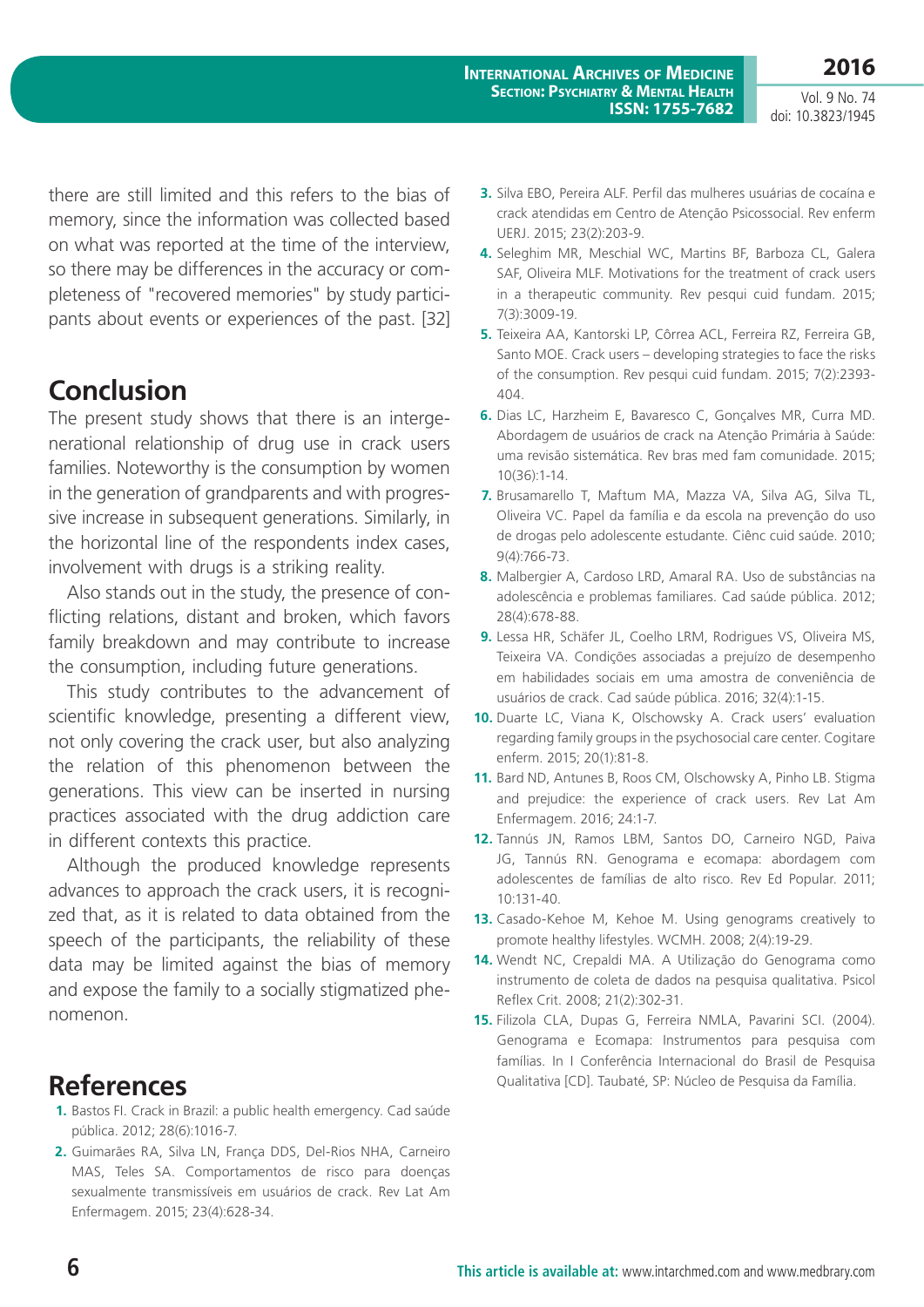there are still limited and this refers to the bias of memory, since the information was collected based on what was reported at the time of the interview, so there may be differences in the accuracy or completeness of "recovered memories" by study participants about events or experiences of the past. [32]

## Conclusion

The present study shows that there is an intergenerational relationship of drug use in crack users families. Noteworthy is the consumption by women in the generation of grandparents and with progressive increase in subsequent generations. Similarly, in the horizontal line of the respondents index cases, involvement with drugs is a striking reality.

Also stands out in the study, the presence of conflicting relations, distant and broken, which favors family breakdown and may contribute to increase the consumption, including future generations.

This study contributes to the advancement of scientific knowledge, presenting a different view, not only covering the crack user, but also analyzing the relation of this phenomenon between the generations. This view can be inserted in nursing practices associated with the drug addiction care in different contexts this practice.

Although the produced knowledge represents advances to approach the crack users, it is recognized that, as it is related to data obtained from the speech of the participants, the reliability of these data may be limited against the bias of memory and expose the family to a socially stigmatized phenomenon.

## References

1. Bastos FI. Crack in Brazil: a public health emergency. Cad saúde pública. 2012; 28(6):1016-7.
2. Guimarães RA, Silva LN, França DDS, Del-Rios NHA, Carneiro MAS, Teles SA. Comportamentos de risco para doenças sexualmente transmissíveis em usuários de crack. Rev Lat Am Enfermagem. 2015; 23(4):628-34.
3. Silva EBO, Pereira ALF. Perfil das mulheres usuárias de cocaína e crack atendidas em Centro de Atenção Psicossocial. Rev enferm UERJ. 2015; 23(2):203-9.
4. Seleghim MR, Meschial WC, Martins BF, Barboza CL, Galera SAF, Oliveira MLF. Motivations for the treatment of crack users in a therapeutic community. Rev pesqui cuid fundam. 2015; 7(3):3009-19.
5. Teixeira AA, Kantorski LP, Côrrea ACL, Ferreira RZ, Ferreira GB, Santo MOE. Crack users – developing strategies to face the risks of the consumption. Rev pesqui cuid fundam. 2015; 7(2):2393-404.
6. Dias LC, Harzheim E, Bavaresco C, Gonçalves MR, Curra MD. Abordagem de usuários de crack na Atenção Primária à Saúde: uma revisão sistemática. Rev bras med fam comunidade. 2015; 10(36):1-14.
7. Brusamarello T, Maftum MA, Mazza VA, Silva AG, Silva TL, Oliveira VC. Papel da família e da escola na prevenção do uso de drogas pelo adolescente estudante. Ciênc cuid saúde. 2010; 9(4):766-73.
8. Malbergier A, Cardoso LRD, Amaral RA. Uso de substâncias na adolescência e problemas familiares. Cad saúde pública. 2012; 28(4):678-88.
9. Lessa HR, Schäfer JL, Coelho LRM, Rodrigues VS, Oliveira MS, Teixeira VA. Condições associadas a prejuízo de desempenho em habilidades sociais em uma amostra de conveniência de usuários de crack. Cad saúde pública. 2016; 32(4):1-15.
10. Duarte LC, Viana K, Olschowsky A. Crack users' evaluation regarding family groups in the psychosocial care center. Cogitare enferm. 2015; 20(1):81-8.
11. Bard ND, Antunes B, Roos CM, Olschowsky A, Pinho LB. Stigma and prejudice: the experience of crack users. Rev Lat Am Enfermagem. 2016; 24:1-7.
12. Tannús JN, Ramos LBM, Santos DO, Carneiro NGD, Paiva JG, Tannús RN. Genograma e ecomapa: abordagem com adolescentes de famílias de alto risco. Rev Ed Popular. 2011; 10:131-40.
13. Casado-Kehoe M, Kehoe M. Using genograms creatively to promote healthy lifestyles. WCMH. 2008; 2(4):19-29.
14. Wendt NC, Crepaldi MA. A Utilização do Genograma como instrumento de coleta de dados na pesquisa qualitativa. Psicol Reflex Crit. 2008; 21(2):302-31.
15. Filizola CLA, Dupas G, Ferreira NMLA, Pavarini SCI. (2004). Genograma e Ecomapa: Instrumentos para pesquisa com famílias. In I Conferência Internacional do Brasil de Pesquisa Qualitativa [CD]. Taubaté, SP: Núcleo de Pesquisa da Família.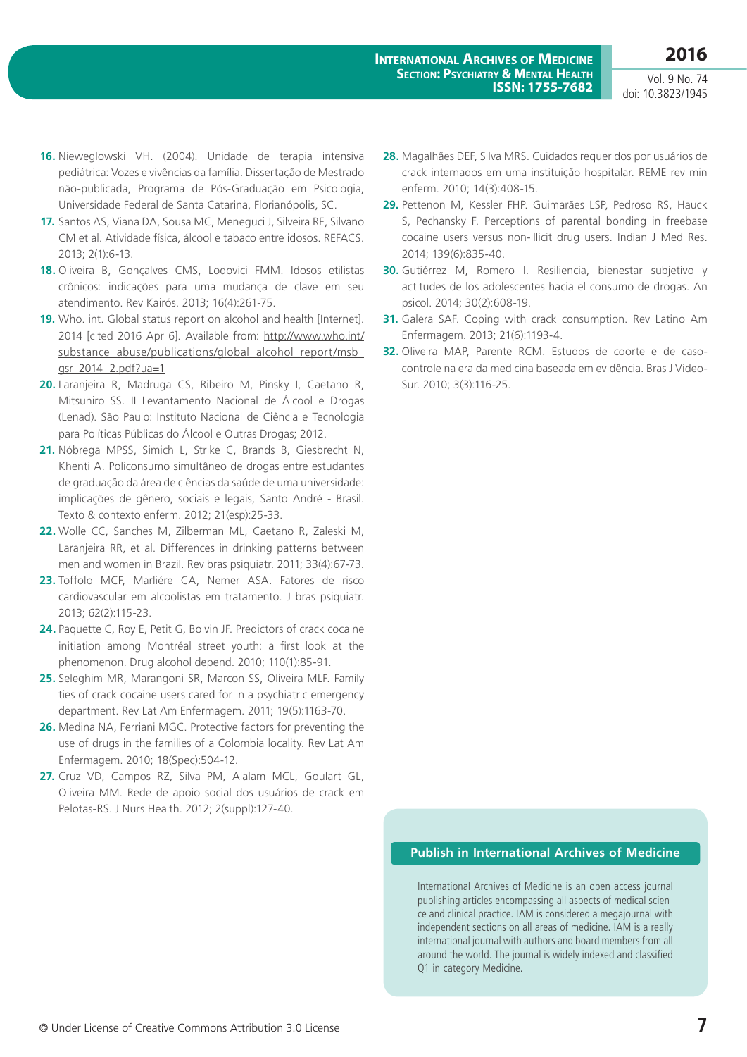16. Nieweglowski VH. (2004). Unidade de terapia intensiva pediátrica: Vozes e vivências da família. Dissertação de Mestrado não-publicada, Programa de Pós-Graduação em Psicologia, Universidade Federal de Santa Catarina, Florianópolis, SC.
17. Santos AS, Viana DA, Sousa MC, Meneguci J, Silveira RE, Silvano CM et al. Atividade física, álcool e tabaco entre idosos. REFACS. 2013; 2(1):6-13.
18. Oliveira B, Gonçalves CMS, Lodovici FMM. Idosos etilistas crônicos: indicações para uma mudança de clave em seu atendimento. Rev Kairós. 2013; 16(4):261-75.
19. Who. int. Global status report on alcohol and health [Internet]. 2014 [cited 2016 Apr 6]. Available from: http://www.who.int/substance_abuse/publications/global_alcohol_report/msb_gsr_2014_2.pdf?ua=1
20. Laranjeira R, Madruga CS, Ribeiro M, Pinsky I, Caetano R, Mitsuhiro SS. II Levantamento Nacional de Álcool e Drogas (Lenad). São Paulo: Instituto Nacional de Ciência e Tecnologia para Políticas Públicas do Álcool e Outras Drogas; 2012.
21. Nóbrega MPSS, Simich L, Strike C, Brands B, Giesbrecht N, Khenti A. Policonsumo simultâneo de drogas entre estudantes de graduação da área de ciências da saúde de uma universidade: implicações de gênero, sociais e legais, Santo André - Brasil. Texto & contexto enferm. 2012; 21(esp):25-33.
22. Wolle CC, Sanches M, Zilberman ML, Caetano R, Zaleski M, Laranjeira RR, et al. Differences in drinking patterns between men and women in Brazil. Rev bras psiquiatr. 2011; 33(4):67-73.
23. Toffolo MCF, Marliére CA, Nemer ASA. Fatores de risco cardiovascular em alcoolistas em tratamento. J bras psiquiatr. 2013; 62(2):115-23.
24. Paquette C, Roy E, Petit G, Boivin JF. Predictors of crack cocaine initiation among Montréal street youth: a first look at the phenomenon. Drug alcohol depend. 2010; 110(1):85-91.
25. Seleghim MR, Marangoni SR, Marcon SS, Oliveira MLF. Family ties of crack cocaine users cared for in a psychiatric emergency department. Rev Lat Am Enfermagem. 2011; 19(5):1163-70.
26. Medina NA, Ferriani MGC. Protective factors for preventing the use of drugs in the families of a Colombia locality. Rev Lat Am Enfermagem. 2010; 18(Spec):504-12.
27. Cruz VD, Campos RZ, Silva PM, Alalam MCL, Goulart GL, Oliveira MM. Rede de apoio social dos usuários de crack em Pelotas-RS. J Nurs Health. 2012; 2(suppl):127-40.
28. Magalhães DEF, Silva MRS. Cuidados requeridos por usuários de crack internados em uma instituição hospitalar. REME rev min enferm. 2010; 14(3):408-15.
29. Pettenon M, Kessler FHP. Guimarães LSP, Pedroso RS, Hauck S, Pechansky F. Perceptions of parental bonding in freebase cocaine users versus non-illicit drug users. Indian J Med Res. 2014; 139(6):835-40.
30. Gutiérrez M, Romero I. Resiliencia, bienestar subjetivo y actitudes de los adolescentes hacia el consumo de drogas. An psicol. 2014; 30(2):608-19.
31. Galera SAF. Coping with crack consumption. Rev Latino Am Enfermagem. 2013; 21(6):1193-4.
32. Oliveira MAP, Parente RCM. Estudos de coorte e de caso-controle na era da medicina baseada em evidência. Bras J Video-Sur. 2010; 3(3):116-25.

**Publish in International Archives of Medicine**

International Archives of Medicine is an open access journal publishing articles encompassing all aspects of medical science and clinical practice. IAM is considered a megajournal with independent sections on all areas of medicine. IAM is a really international journal with authors and board members from all around the world. The journal is widely indexed and classified Q1 in category Medicine.